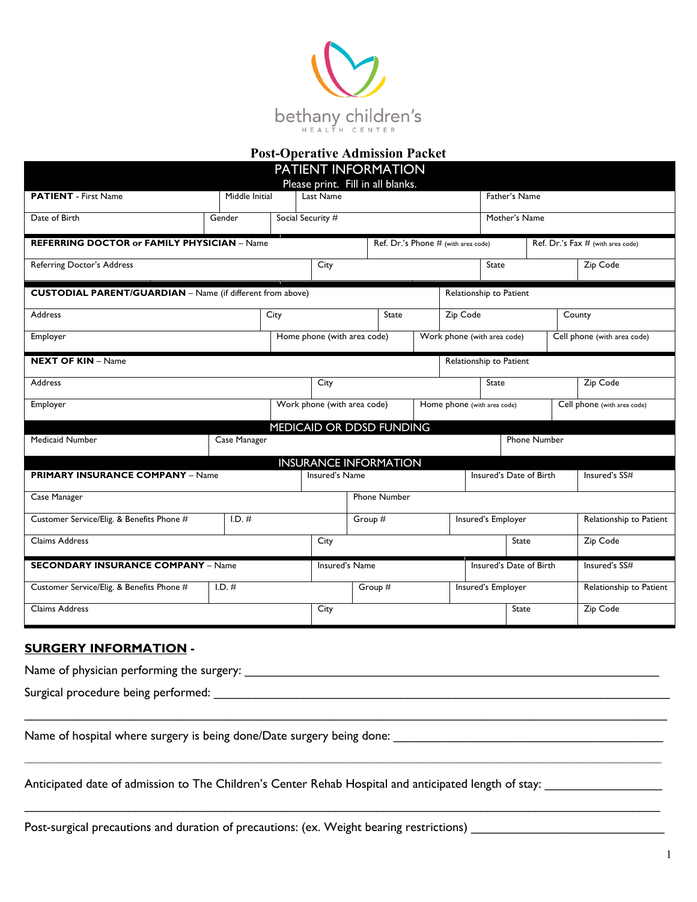bethany children's
HEALTH CENTER

# Post-Operative Admission Packet

## PATIENT INFORMATION

Please print. Fill in all blanks.

| **PATIENT** - First Name | Middle Initial | Last Name | Father's Name |
|---|---|---|---|
| Date of Birth | Gender | Social Security # | Mother's Name |

| **REFERRING DOCTOR or FAMILY PHYSICIAN** – Name | Ref. Dr.'s Phone # (with area code) | Ref. Dr.'s Fax # (with area code) | |
|---|---|---|---|
| Referring Doctor's Address | City | State | Zip Code |

| **CUSTODIAL PARENT/GUARDIAN** – Name (if different from above) | | Relationship to Patient | |
|---|---|---|---|
| Address | City | State | Zip Code | County |
| Employer | Home phone (with area code) | Work phone (with area code) | Cell phone (with area code) |

| **NEXT OF KIN** – Name | | Relationship to Patient | |
|---|---|---|---|
| Address | City | State | Zip Code |
| Employer | Work phone (with area code) | Home phone (with area code) | Cell phone (with area code) |

## MEDICAID OR DDSD FUNDING

| Medicaid Number | Case Manager | Phone Number |
|---|---|---|

## INSURANCE INFORMATION

| **PRIMARY INSURANCE COMPANY** – Name | Insured's Name | Insured's Date of Birth | Insured's SS# | |
|---|---|---|---|---|
| Case Manager | Phone Number | | | |
| Customer Service/Elig. & Benefits Phone # | I.D. # | Group # | Insured's Employer | Relationship to Patient |
| Claims Address | City | State | Zip Code | |

| **SECONDARY INSURANCE COMPANY** – Name | Insured's Name | Insured's Date of Birth | Insured's SS# | |
|---|---|---|---|---|
| Customer Service/Elig. & Benefits Phone # | I.D. # | Group # | Insured's Employer | Relationship to Patient |
| Claims Address | City | State | Zip Code | |

## SURGERY INFORMATION -

Name of physician performing the surgery: ______________________________________________

Surgical procedure being performed: ______________________________________________

______________________________________________

Name of hospital where surgery is being done/Date surgery being done: ______________________________

______________________________________________

Anticipated date of admission to The Children's Center Rehab Hospital and anticipated length of stay: ______________

______________________________________________

Post-surgical precautions and duration of precautions: (ex. Weight bearing restrictions) ______________________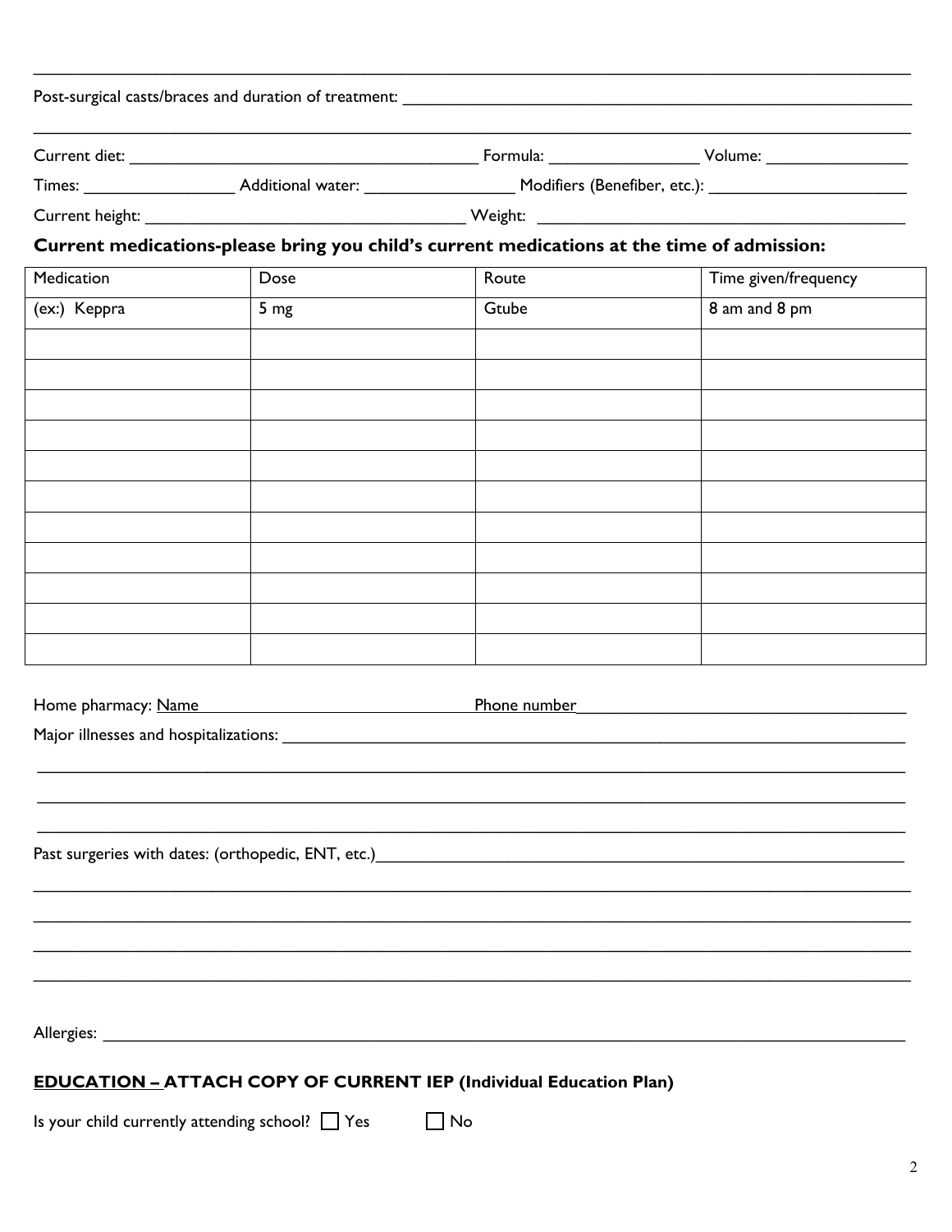Post-surgical casts/braces and duration of treatment: ____________________________________________

Current diet: ______________________ Formula: ______________ Volume: ______________

Times: ______________ Additional water: ______________ Modifiers (Benefiber, etc.): ______________

Current height: ______________________ Weight: ______________________

**Current medications-please bring you child's current medications at the time of admission:**

| Medication | Dose | Route | Time given/frequency |
|---|---|---|---|
| (ex:) Keppra | 5 mg | Gtube | 8 am and 8 pm |
| | | | |
| | | | |
| | | | |
| | | | |
| | | | |
| | | | |
| | | | |
| | | | |
| | | | |
| | | | |
| | | | |

Home pharmacy: Name ______________________ Phone number ______________________

Major illnesses and hospitalizations: ____________________________________________

____________________________________________

____________________________________________

____________________________________________

Past surgeries with dates: (orthopedic, ENT, etc.) ____________________________________________

____________________________________________

____________________________________________

____________________________________________

____________________________________________

Allergies: ____________________________________________

**EDUCATION – ATTACH COPY OF CURRENT IEP (Individual Education Plan)**

Is your child currently attending school? ☐ Yes ☐ No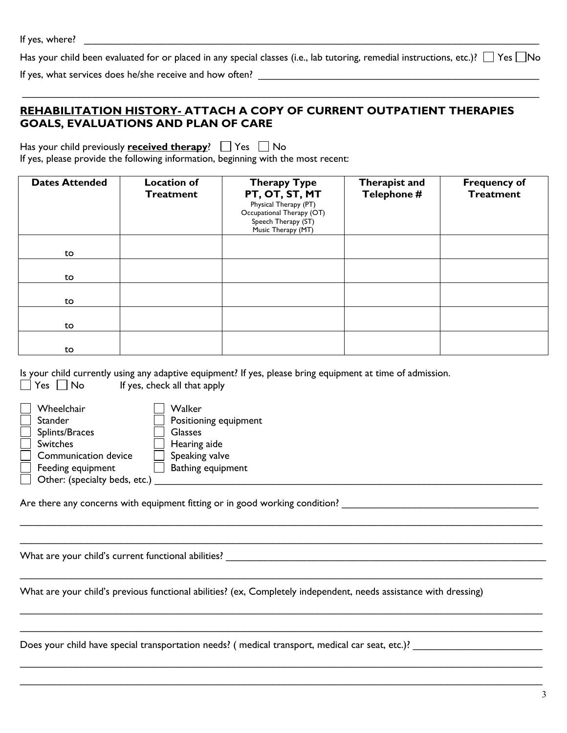If yes, where? ___________________________________________________________________________________

Has your child been evaluated for or placed in any special classes (i.e., lab tutoring, remedial instructions, etc.)? ☐ Yes ☐ No

If yes, what services does he/she receive and how often? ___________________________________________________

_____________________________________________________________________________________________

## REHABILITATION HISTORY- ATTACH A COPY OF CURRENT OUTPATIENT THERAPIES GOALS, EVALUATIONS AND PLAN OF CARE

Has your child previously **received therapy**? ☐ Yes ☐ No

If yes, please provide the following information, beginning with the most recent:

| Dates Attended | Location of Treatment | Therapy Type PT, OT, ST, MT<br>Physical Therapy (PT)<br>Occupational Therapy (OT)<br>Speech Therapy (ST)<br>Music Therapy (MT) | Therapist and Telephone # | Frequency of Treatment |
|---|---|---|---|---|
| to | | | | |
| to | | | | |
| to | | | | |
| to | | | | |
| to | | | | |

Is your child currently using any adaptive equipment? If yes, please bring equipment at time of admission.

☐ Yes ☐ No  If yes, check all that apply

- ☐ Wheelchair
- ☐ Stander
- ☐ Splints/Braces
- ☐ Switches
- ☐ Communication device
- ☐ Feeding equipment
- ☐ Other: (specialty beds, etc.) ___________________________________________________________
- ☐ Walker
- ☐ Positioning equipment
- ☐ Glasses
- ☐ Hearing aide
- ☐ Speaking valve
- ☐ Bathing equipment

Are there any concerns with equipment fitting or in good working condition? ___________________________________

_____________________________________________________________________________________________

_____________________________________________________________________________________________

What are your child's current functional abilities? ____________________________________________________

_____________________________________________________________________________________________

What are your child's previous functional abilities? (ex, Completely independent, needs assistance with dressing)

_____________________________________________________________________________________________

_____________________________________________________________________________________________

Does your child have special transportation needs? ( medical transport, medical car seat, etc.)? ____________________

_____________________________________________________________________________________________

_____________________________________________________________________________________________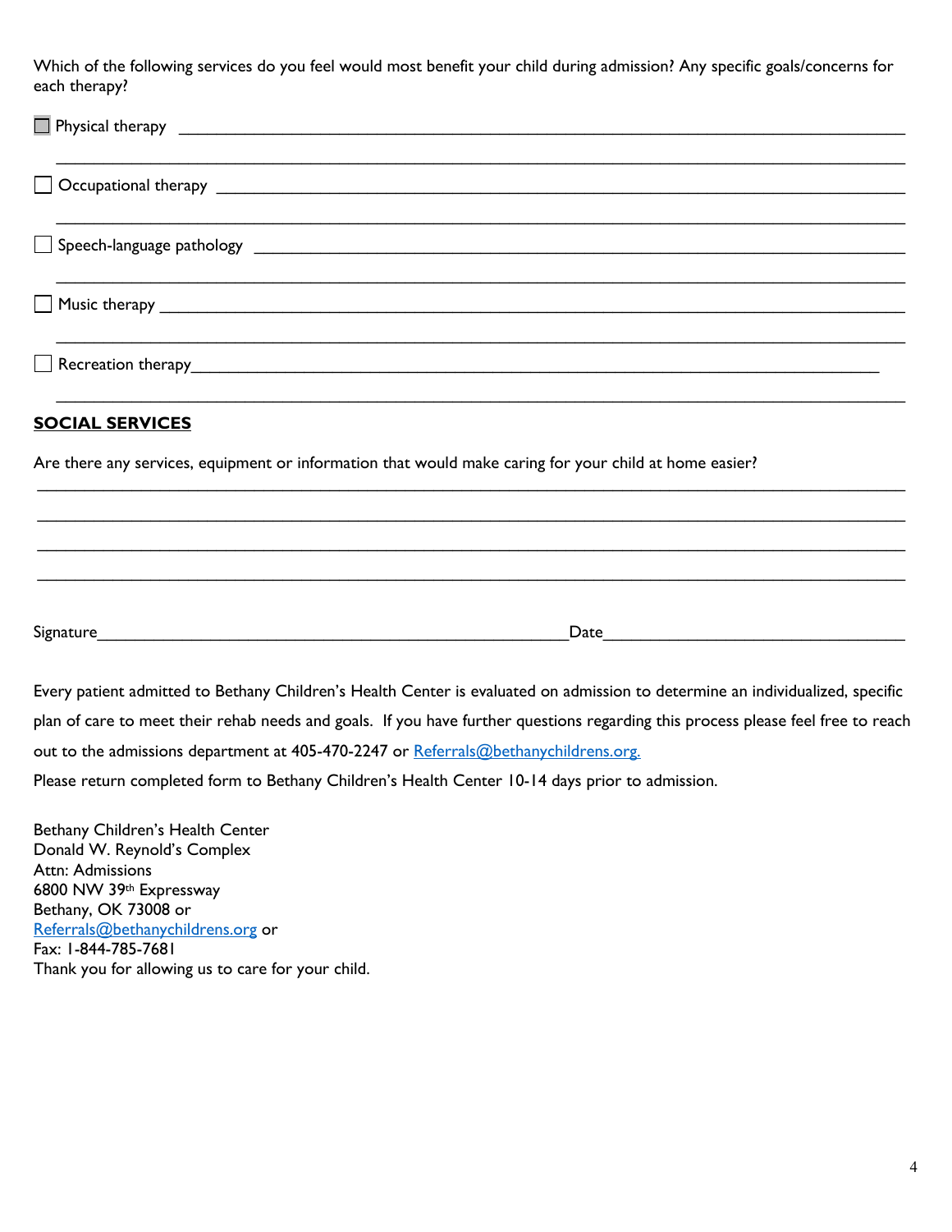Which of the following services do you feel would most benefit your child during admission? Any specific goals/concerns for each therapy?

- [ ] Physical therapy ______________________________________________________________________

______________________________________________________________________

- [ ] Occupational therapy ______________________________________________________________________

______________________________________________________________________

- [ ] Speech-language pathology ______________________________________________________________________

______________________________________________________________________

- [ ] Music therapy ______________________________________________________________________

______________________________________________________________________

- [ ] Recreation therapy______________________________________________________________________

______________________________________________________________________

## SOCIAL SERVICES

Are there any services, equipment or information that would make caring for your child at home easier?

______________________________________________________________________

______________________________________________________________________

______________________________________________________________________

______________________________________________________________________

Signature_______________________________________________Date_____________________________

Every patient admitted to Bethany Children's Health Center is evaluated on admission to determine an individualized, specific plan of care to meet their rehab needs and goals. If you have further questions regarding this process please feel free to reach out to the admissions department at 405-470-2247 or Referrals@bethanychildrens.org.

Please return completed form to Bethany Children's Health Center 10-14 days prior to admission.

Bethany Children's Health Center
Donald W. Reynold's Complex
Attn: Admissions
6800 NW 39th Expressway
Bethany, OK 73008 or
Referrals@bethanychildrens.org or
Fax: 1-844-785-7681
Thank you for allowing us to care for your child.